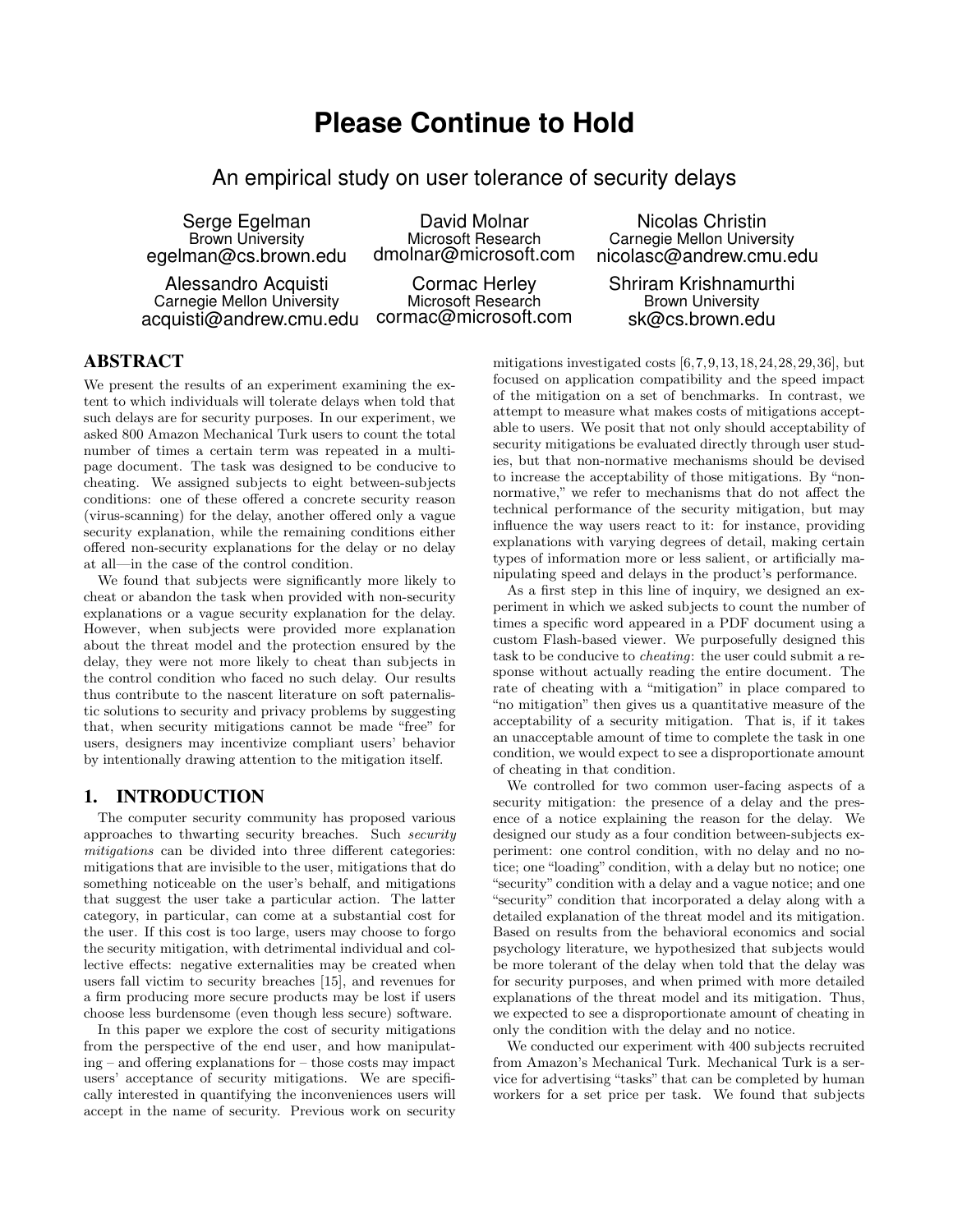# Please Continue to Hold

## An empirical study on user tolerance of security delays

Serge Egelman
Brown University
egelman@cs.brown.edu

David Molnar
Microsoft Research
dmolnar@microsoft.com

Nicolas Christin
Carnegie Mellon University
nicolasc@andrew.cmu.edu

Alessandro Acquisti
Carnegie Mellon University
acquisti@andrew.cmu.edu

Cormac Herley
Microsoft Research
cormac@microsoft.com

Shriram Krishnamurthi
Brown University
sk@cs.brown.edu

## ABSTRACT

We present the results of an experiment examining the extent to which individuals will tolerate delays when told that such delays are for security purposes. In our experiment, we asked 800 Amazon Mechanical Turk users to count the total number of times a certain term was repeated in a multi-page document. The task was designed to be conducive to cheating. We assigned subjects to eight between-subjects conditions: one of these offered a concrete security reason (virus-scanning) for the delay, another offered only a vague security explanation, while the remaining conditions either offered non-security explanations for the delay or no delay at all—in the case of the control condition.

We found that subjects were significantly more likely to cheat or abandon the task when provided with non-security explanations or a vague security explanation for the delay. However, when subjects were provided more explanation about the threat model and the protection ensured by the delay, they were not more likely to cheat than subjects in the control condition who faced no such delay. Our results thus contribute to the nascent literature on soft paternalistic solutions to security and privacy problems by suggesting that, when security mitigations cannot be made "free" for users, designers may incentivize compliant users' behavior by intentionally drawing attention to the mitigation itself.

## 1. INTRODUCTION

The computer security community has proposed various approaches to thwarting security breaches. Such *security mitigations* can be divided into three different categories: mitigations that are invisible to the user, mitigations that do something noticeable on the user's behalf, and mitigations that suggest the user take a particular action. The latter category, in particular, can come at a substantial cost for the user. If this cost is too large, users may choose to forgo the security mitigation, with detrimental individual and collective effects: negative externalities may be created when users fall victim to security breaches [15], and revenues for a firm producing more secure products may be lost if users choose less burdensome (even though less secure) software.

In this paper we explore the cost of security mitigations from the perspective of the end user, and how manipulating – and offering explanations for – those costs may impact users' acceptance of security mitigations. We are specifically interested in quantifying the inconveniences users will accept in the name of security. Previous work on security mitigations investigated costs [6,7,9,13,18,24,28,29,36], but focused on application compatibility and the speed impact of the mitigation on a set of benchmarks. In contrast, we attempt to measure what makes costs of mitigations acceptable to users. We posit that not only should acceptability of security mitigations be evaluated directly through user studies, but that non-normative mechanisms should be devised to increase the acceptability of those mitigations. By "non-normative," we refer to mechanisms that do not affect the technical performance of the security mitigation, but may influence the way users react to it: for instance, providing explanations with varying degrees of detail, making certain types of information more or less salient, or artificially manipulating speed and delays in the product's performance.

As a first step in this line of inquiry, we designed an experiment in which we asked subjects to count the number of times a specific word appeared in a PDF document using a custom Flash-based viewer. We purposefully designed this task to be conducive to *cheating*: the user could submit a response without actually reading the entire document. The rate of cheating with a "mitigation" in place compared to "no mitigation" then gives us a quantitative measure of the acceptability of a security mitigation. That is, if it takes an unacceptable amount of time to complete the task in one condition, we would expect to see a disproportionate amount of cheating in that condition.

We controlled for two common user-facing aspects of a security mitigation: the presence of a delay and the presence of a notice explaining the reason for the delay. We designed our study as a four condition between-subjects experiment: one control condition, with no delay and no notice; one "loading" condition, with a delay but no notice; one "security" condition with a delay and a vague notice; and one "security" condition that incorporated a delay along with a detailed explanation of the threat model and its mitigation. Based on results from the behavioral economics and social psychology literature, we hypothesized that subjects would be more tolerant of the delay when told that the delay was for security purposes, and when primed with more detailed explanations of the threat model and its mitigation. Thus, we expected to see a disproportionate amount of cheating in only the condition with the delay and no notice.

We conducted our experiment with 400 subjects recruited from Amazon's Mechanical Turk. Mechanical Turk is a service for advertising "tasks" that can be completed by human workers for a set price per task. We found that subjects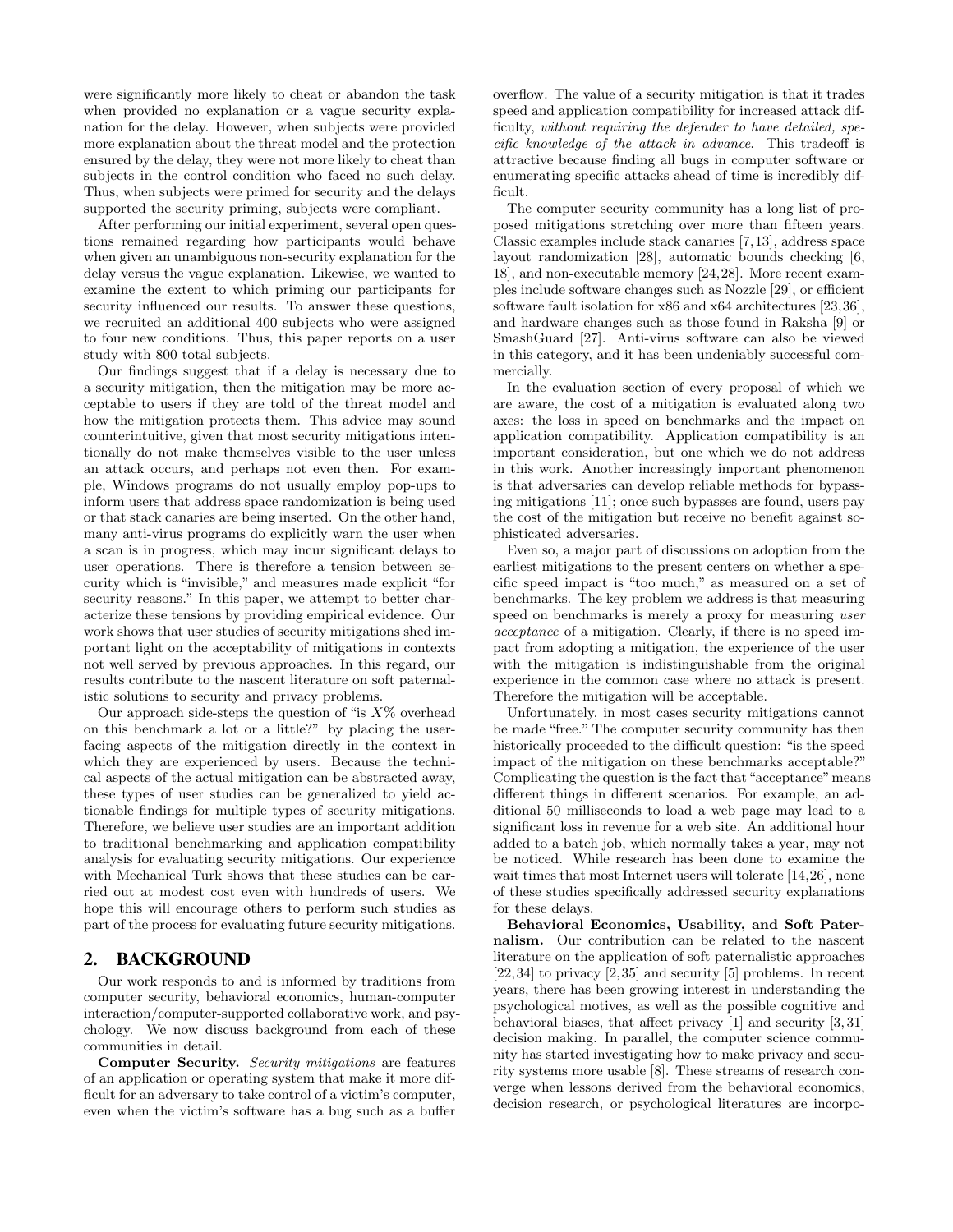were significantly more likely to cheat or abandon the task when provided no explanation or a vague security explanation for the delay. However, when subjects were provided more explanation about the threat model and the protection ensured by the delay, they were not more likely to cheat than subjects in the control condition who faced no such delay. Thus, when subjects were primed for security and the delays supported the security priming, subjects were compliant.

After performing our initial experiment, several open questions remained regarding how participants would behave when given an unambiguous non-security explanation for the delay versus the vague explanation. Likewise, we wanted to examine the extent to which priming our participants for security influenced our results. To answer these questions, we recruited an additional 400 subjects who were assigned to four new conditions. Thus, this paper reports on a user study with 800 total subjects.

Our findings suggest that if a delay is necessary due to a security mitigation, then the mitigation may be more acceptable to users if they are told of the threat model and how the mitigation protects them. This advice may sound counterintuitive, given that most security mitigations intentionally do not make themselves visible to the user unless an attack occurs, and perhaps not even then. For example, Windows programs do not usually employ pop-ups to inform users that address space randomization is being used or that stack canaries are being inserted. On the other hand, many anti-virus programs do explicitly warn the user when a scan is in progress, which may incur significant delays to user operations. There is therefore a tension between security which is "invisible," and measures made explicit "for security reasons." In this paper, we attempt to better characterize these tensions by providing empirical evidence. Our work shows that user studies of security mitigations shed important light on the acceptability of mitigations in contexts not well served by previous approaches. In this regard, our results contribute to the nascent literature on soft paternalistic solutions to security and privacy problems.

Our approach side-steps the question of "is $X$% overhead on this benchmark a lot or a little?" by placing the user-facing aspects of the mitigation directly in the context in which they are experienced by users. Because the technical aspects of the actual mitigation can be abstracted away, these types of user studies can be generalized to yield actionable findings for multiple types of security mitigations. Therefore, we believe user studies are an important addition to traditional benchmarking and application compatibility analysis for evaluating security mitigations. Our experience with Mechanical Turk shows that these studies can be carried out at modest cost even with hundreds of users. We hope this will encourage others to perform such studies as part of the process for evaluating future security mitigations.

## 2. BACKGROUND

Our work responds to and is informed by traditions from computer security, behavioral economics, human-computer interaction/computer-supported collaborative work, and psychology. We now discuss background from each of these communities in detail.

**Computer Security.** *Security mitigations* are features of an application or operating system that make it more difficult for an adversary to take control of a victim's computer, even when the victim's software has a bug such as a buffer overflow. The value of a security mitigation is that it trades speed and application compatibility for increased attack difficulty, *without requiring the defender to have detailed, specific knowledge of the attack in advance*. This tradeoff is attractive because finding all bugs in computer software or enumerating specific attacks ahead of time is incredibly difficult.

The computer security community has a long list of proposed mitigations stretching over more than fifteen years. Classic examples include stack canaries [7,13], address space layout randomization [28], automatic bounds checking [6, 18], and non-executable memory [24,28]. More recent examples include software changes such as Nozzle [29], or efficient software fault isolation for x86 and x64 architectures [23,36], and hardware changes such as those found in Raksha [9] or SmashGuard [27]. Anti-virus software can also be viewed in this category, and it has been undeniably successful commercially.

In the evaluation section of every proposal of which we are aware, the cost of a mitigation is evaluated along two axes: the loss in speed on benchmarks and the impact on application compatibility. Application compatibility is an important consideration, but one which we do not address in this work. Another increasingly important phenomenon is that adversaries can develop reliable methods for bypassing mitigations [11]; once such bypasses are found, users pay the cost of the mitigation but receive no benefit against sophisticated adversaries.

Even so, a major part of discussions on adoption from the earliest mitigations to the present centers on whether a specific speed impact is "too much," as measured on a set of benchmarks. The key problem we address is that measuring speed on benchmarks is merely a proxy for measuring *user acceptance* of a mitigation. Clearly, if there is no speed impact from adopting a mitigation, the experience of the user with the mitigation is indistinguishable from the original experience in the common case where no attack is present. Therefore the mitigation will be acceptable.

Unfortunately, in most cases security mitigations cannot be made "free." The computer security community has then historically proceeded to the difficult question: "is the speed impact of the mitigation on these benchmarks acceptable?" Complicating the question is the fact that "acceptance" means different things in different scenarios. For example, an additional 50 milliseconds to load a web page may lead to a significant loss in revenue for a web site. An additional hour added to a batch job, which normally takes a year, may not be noticed. While research has been done to examine the wait times that most Internet users will tolerate [14,26], none of these studies specifically addressed security explanations for these delays.

**Behavioral Economics, Usability, and Soft Paternalism.** Our contribution can be related to the nascent literature on the application of soft paternalistic approaches [22,34] to privacy [2,35] and security [5] problems. In recent years, there has been growing interest in understanding the psychological motives, as well as the possible cognitive and behavioral biases, that affect privacy [1] and security [3,31] decision making. In parallel, the computer science community has started investigating how to make privacy and security systems more usable [8]. These streams of research converge when lessons derived from the behavioral economics, decision research, or psychological literatures are incorpo-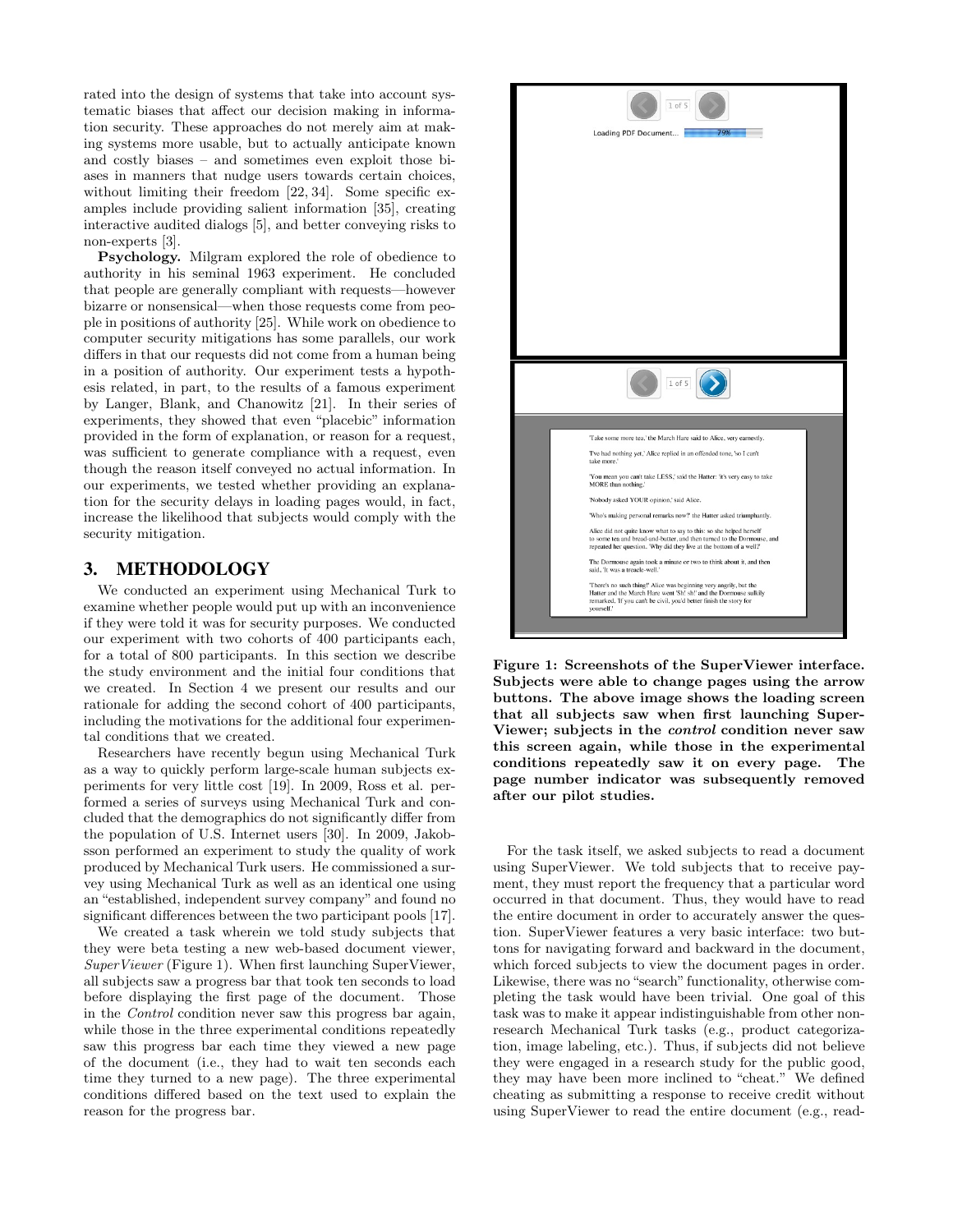rated into the design of systems that take into account systematic biases that affect our decision making in information security. These approaches do not merely aim at making systems more usable, but to actually anticipate known and costly biases – and sometimes even exploit those biases in manners that nudge users towards certain choices, without limiting their freedom [22, 34]. Some specific examples include providing salient information [35], creating interactive audited dialogs [5], and better conveying risks to non-experts [3].

**Psychology.** Milgram explored the role of obedience to authority in his seminal 1963 experiment. He concluded that people are generally compliant with requests—however bizarre or nonsensical—when those requests come from people in positions of authority [25]. While work on obedience to computer security mitigations has some parallels, our work differs in that our requests did not come from a human being in a position of authority. Our experiment tests a hypothesis related, in part, to the results of a famous experiment by Langer, Blank, and Chanowitz [21]. In their series of experiments, they showed that even "placebic" information provided in the form of explanation, or reason for a request, was sufficient to generate compliance with a request, even though the reason itself conveyed no actual information. In our experiments, we tested whether providing an explanation for the security delays in loading pages would, in fact, increase the likelihood that subjects would comply with the security mitigation.

## 3. METHODOLOGY

We conducted an experiment using Mechanical Turk to examine whether people would put up with an inconvenience if they were told it was for security purposes. We conducted our experiment with two cohorts of 400 participants each, for a total of 800 participants. In this section we describe the study environment and the initial four conditions that we created. In Section 4 we present our results and our rationale for adding the second cohort of 400 participants, including the motivations for the additional four experimental conditions that we created.

Researchers have recently begun using Mechanical Turk as a way to quickly perform large-scale human subjects experiments for very little cost [19]. In 2009, Ross et al. performed a series of surveys using Mechanical Turk and concluded that the demographics do not significantly differ from the population of U.S. Internet users [30]. In 2009, Jakobsson performed an experiment to study the quality of work produced by Mechanical Turk users. He commissioned a survey using Mechanical Turk as well as an identical one using an "established, independent survey company" and found no significant differences between the two participant pools [17].

We created a task wherein we told study subjects that they were beta testing a new web-based document viewer, *SuperViewer* (Figure 1). When first launching SuperViewer, all subjects saw a progress bar that took ten seconds to load before displaying the first page of the document. Those in the *Control* condition never saw this progress bar again, while those in the three experimental conditions repeatedly saw this progress bar each time they viewed a new page of the document (i.e., they had to wait ten seconds each time they turned to a new page). The three experimental conditions differed based on the text used to explain the reason for the progress bar.

**Figure 1: Screenshots of the SuperViewer interface. Subjects were able to change pages using the arrow buttons. The above image shows the loading screen that all subjects saw when first launching SuperViewer; subjects in the *control* condition never saw this screen again, while those in the experimental conditions repeatedly saw it on every page. The page number indicator was subsequently removed after our pilot studies.**

For the task itself, we asked subjects to read a document using SuperViewer. We told subjects that to receive payment, they must report the frequency that a particular word occurred in that document. Thus, they would have to read the entire document in order to accurately answer the question. SuperViewer features a very basic interface: two buttons for navigating forward and backward in the document, which forced subjects to view the document pages in order. Likewise, there was no "search" functionality, otherwise completing the task would have been trivial. One goal of this task was to make it appear indistinguishable from other non-research Mechanical Turk tasks (e.g., product categorization, image labeling, etc.). Thus, if subjects did not believe they were engaged in a research study for the public good, they may have been more inclined to "cheat." We defined cheating as submitting a response to receive credit without using SuperViewer to read the entire document (e.g., read-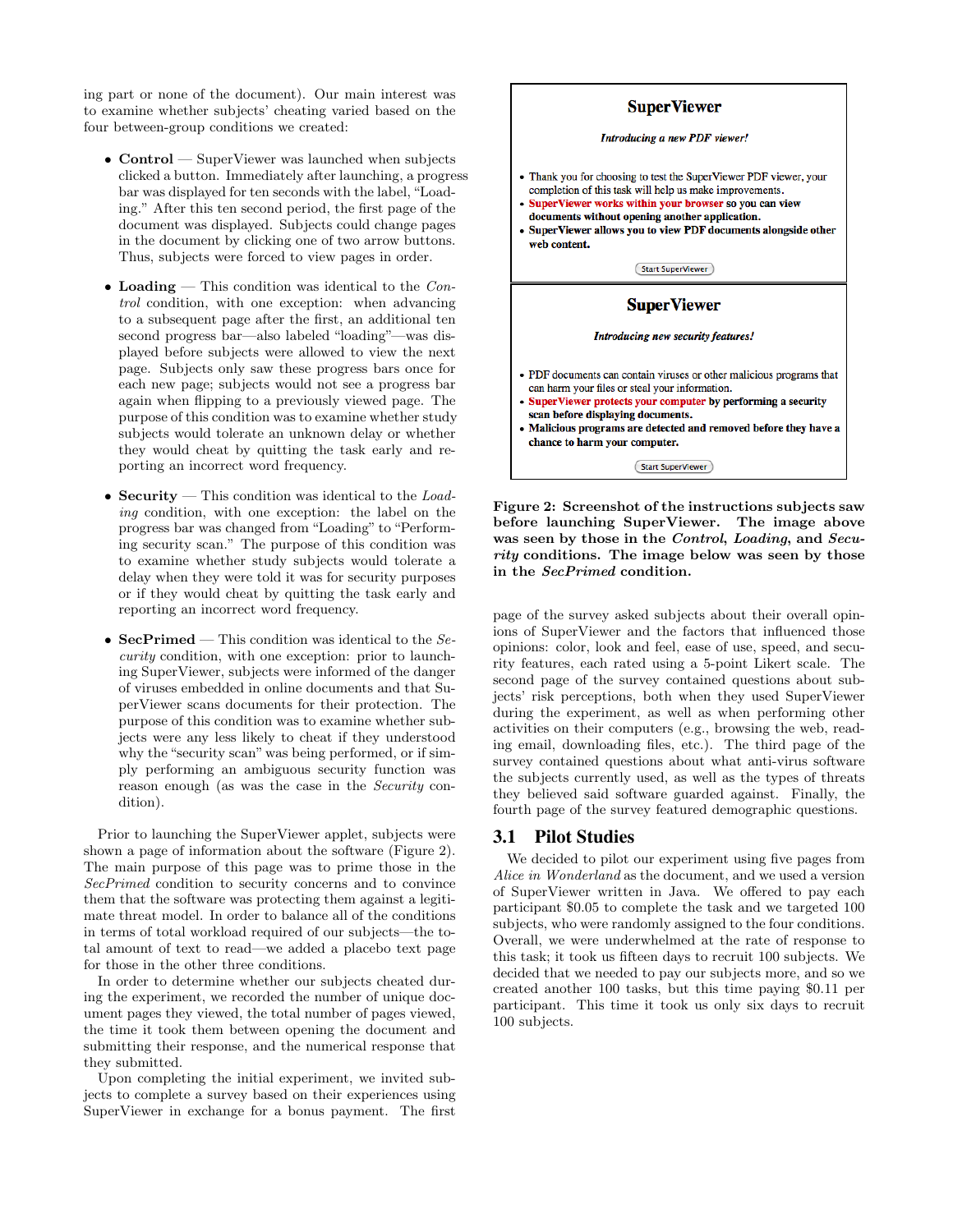ing part or none of the document). Our main interest was to examine whether subjects' cheating varied based on the four between-group conditions we created:

- **Control** — SuperViewer was launched when subjects clicked a button. Immediately after launching, a progress bar was displayed for ten seconds with the label, "Loading." After this ten second period, the first page of the document was displayed. Subjects could change pages in the document by clicking one of two arrow buttons. Thus, subjects were forced to view pages in order.

- **Loading** — This condition was identical to the *Control* condition, with one exception: when advancing to a subsequent page after the first, an additional ten second progress bar—also labeled "loading"—was displayed before subjects were allowed to view the next page. Subjects only saw these progress bars once for each new page; subjects would not see a progress bar again when flipping to a previously viewed page. The purpose of this condition was to examine whether study subjects would tolerate an unknown delay or whether they would cheat by quitting the task early and reporting an incorrect word frequency.

- **Security** — This condition was identical to the *Loading* condition, with one exception: the label on the progress bar was changed from "Loading" to "Performing security scan." The purpose of this condition was to examine whether study subjects would tolerate a delay when they were told it was for security purposes or if they would cheat by quitting the task early and reporting an incorrect word frequency.

- **SecPrimed** — This condition was identical to the *Security* condition, with one exception: prior to launching SuperViewer, subjects were informed of the danger of viruses embedded in online documents and that SuperViewer scans documents for their protection. The purpose of this condition was to examine whether subjects were any less likely to cheat if they understood why the "security scan" was being performed, or if simply performing an ambiguous security function was reason enough (as was the case in the *Security* condition).

Prior to launching the SuperViewer applet, subjects were shown a page of information about the software (Figure 2). The main purpose of this page was to prime those in the *SecPrimed* condition to security concerns and to convince them that the software was protecting them against a legitimate threat model. In order to balance all of the conditions in terms of total workload required of our subjects—the total amount of text to read—we added a placebo text page for those in the other three conditions.

In order to determine whether our subjects cheated during the experiment, we recorded the number of unique document pages they viewed, the total number of pages viewed, the time it took them between opening the document and submitting their response, and the numerical response that they submitted.

Upon completing the initial experiment, we invited subjects to complete a survey based on their experiences using SuperViewer in exchange for a bonus payment. The first page of the survey asked subjects about their overall opinions of SuperViewer and the factors that influenced those opinions: color, look and feel, ease of use, speed, and security features, each rated using a 5-point Likert scale. The second page of the survey contained questions about subjects' risk perceptions, both when they used SuperViewer during the experiment, as well as when performing other activities on their computers (e.g., browsing the web, reading email, downloading files, etc.). The third page of the survey contained questions about what anti-virus software the subjects currently used, as well as the types of threats they believed said software guarded against. Finally, the fourth page of the survey featured demographic questions.

**SuperViewer**

***Introducing a new PDF viewer!***

- Thank you for choosing to test the SuperViewer PDF viewer, your completion of this task will help us make improvements.
- **SuperViewer works within your browser so you can view documents without opening another application.**
- **SuperViewer allows you to view PDF documents alongside other web content.**

[Start SuperViewer]

**SuperViewer**

***Introducing new security features!***

- PDF documents can contain viruses or other malicious programs that can harm your files or steal your information.
- **SuperViewer protects your computer by performing a security scan before displaying documents.**
- **Malicious programs are detected and removed before they have a chance to harm your computer.**

[Start SuperViewer]

**Figure 2: Screenshot of the instructions subjects saw before launching SuperViewer. The image above was seen by those in the *Control*, *Loading*, and *Security* conditions. The image below was seen by those in the *SecPrimed* condition.**

## 3.1 Pilot Studies

We decided to pilot our experiment using five pages from *Alice in Wonderland* as the document, and we used a version of SuperViewer written in Java. We offered to pay each participant \$0.05 to complete the task and we targeted 100 subjects, who were randomly assigned to the four conditions. Overall, we were underwhelmed at the rate of response to this task; it took us fifteen days to recruit 100 subjects. We decided that we needed to pay our subjects more, and so we created another 100 tasks, but this time paying \$0.11 per participant. This time it took us only six days to recruit 100 subjects.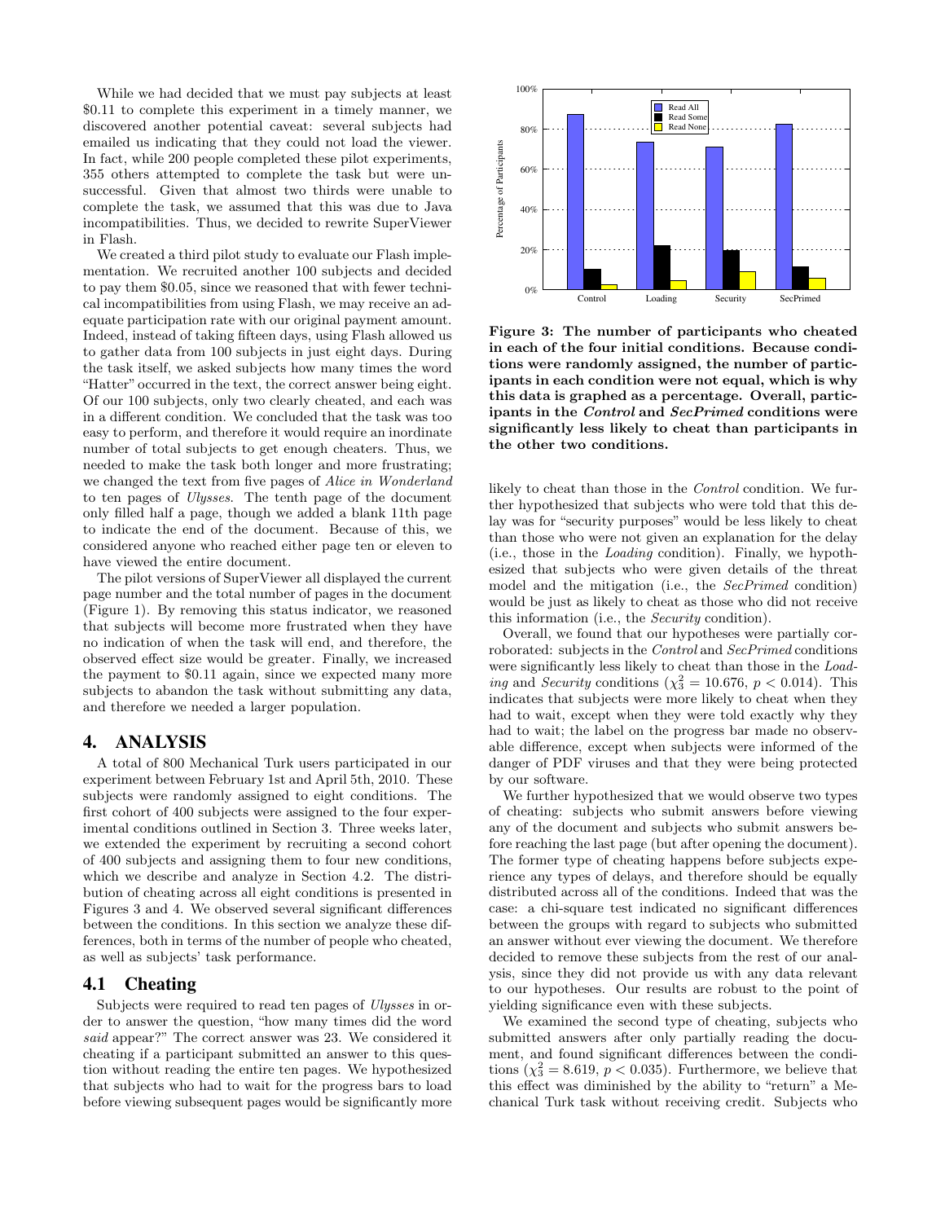While we had decided that we must pay subjects at least \$0.11 to complete this experiment in a timely manner, we discovered another potential caveat: several subjects had emailed us indicating that they could not load the viewer. In fact, while 200 people completed these pilot experiments, 355 others attempted to complete the task but were unsuccessful. Given that almost two thirds were unable to complete the task, we assumed that this was due to Java incompatibilities. Thus, we decided to rewrite SuperViewer in Flash.

We created a third pilot study to evaluate our Flash implementation. We recruited another 100 subjects and decided to pay them \$0.05, since we reasoned that with fewer technical incompatibilities from using Flash, we may receive an adequate participation rate with our original payment amount. Indeed, instead of taking fifteen days, using Flash allowed us to gather data from 100 subjects in just eight days. During the task itself, we asked subjects how many times the word "Hatter" occurred in the text, the correct answer being eight. Of our 100 subjects, only two clearly cheated, and each was in a different condition. We concluded that the task was too easy to perform, and therefore it would require an inordinate number of total subjects to get enough cheaters. Thus, we needed to make the task both longer and more frustrating; we changed the text from five pages of *Alice in Wonderland* to ten pages of *Ulysses*. The tenth page of the document only filled half a page, though we added a blank 11th page to indicate the end of the document. Because of this, we considered anyone who reached either page ten or eleven to have viewed the entire document.

The pilot versions of SuperViewer all displayed the current page number and the total number of pages in the document (Figure 1). By removing this status indicator, we reasoned that subjects will become more frustrated when they have no indication of when the task will end, and therefore, the observed effect size would be greater. Finally, we increased the payment to \$0.11 again, since we expected many more subjects to abandon the task without submitting any data, and therefore we needed a larger population.

## 4. ANALYSIS

A total of 800 Mechanical Turk users participated in our experiment between February 1st and April 5th, 2010. These subjects were randomly assigned to eight conditions. The first cohort of 400 subjects were assigned to the four experimental conditions outlined in Section 3. Three weeks later, we extended the experiment by recruiting a second cohort of 400 subjects and assigning them to four new conditions, which we describe and analyze in Section 4.2. The distribution of cheating across all eight conditions is presented in Figures 3 and 4. We observed several significant differences between the conditions. In this section we analyze these differences, both in terms of the number of people who cheated, as well as subjects' task performance.

### 4.1 Cheating

Subjects were required to read ten pages of *Ulysses* in order to answer the question, "how many times did the word *said* appear?" The correct answer was 23. We considered it cheating if a participant submitted an answer to this question without reading the entire ten pages. We hypothesized that subjects who had to wait for the progress bars to load before viewing subsequent pages would be significantly more likely to cheat than those in the *Control* condition. We further hypothesized that subjects who were told that this delay was for "security purposes" would be less likely to cheat than those who were not given an explanation for the delay (i.e., those in the *Loading* condition). Finally, we hypothesized that subjects who were given details of the threat model and the mitigation (i.e., the *SecPrimed* condition) would be just as likely to cheat as those who did not receive this information (i.e., the *Security* condition).

**Figure 3: The number of participants who cheated in each of the four initial conditions. Because conditions were randomly assigned, the number of participants in each condition were not equal, which is why this data is graphed as a percentage. Overall, participants in the *Control* and *SecPrimed* conditions were significantly less likely to cheat than participants in the other two conditions.**

Overall, we found that our hypotheses were partially corroborated: subjects in the *Control* and *SecPrimed* conditions were significantly less likely to cheat than those in the *Loading* and *Security* conditions ($\chi^2_3 = 10.676$, $p < 0.014$). This indicates that subjects were more likely to cheat when they had to wait, except when they were told exactly why they had to wait; the label on the progress bar made no observable difference, except when subjects were informed of the danger of PDF viruses and that they were being protected by our software.

We further hypothesized that we would observe two types of cheating: subjects who submit answers before viewing any of the document and subjects who submit answers before reaching the last page (but after opening the document). The former type of cheating happens before subjects experience any types of delays, and therefore should be equally distributed across all of the conditions. Indeed that was the case: a chi-square test indicated no significant differences between the groups with regard to subjects who submitted an answer without ever viewing the document. We therefore decided to remove these subjects from the rest of our analysis, since they did not provide us with any data relevant to our hypotheses. Our results are robust to the point of yielding significance even with these subjects.

We examined the second type of cheating, subjects who submitted answers after only partially reading the document, and found significant differences between the conditions ($\chi^2_3 = 8.619$, $p < 0.035$). Furthermore, we believe that this effect was diminished by the ability to "return" a Mechanical Turk task without receiving credit. Subjects who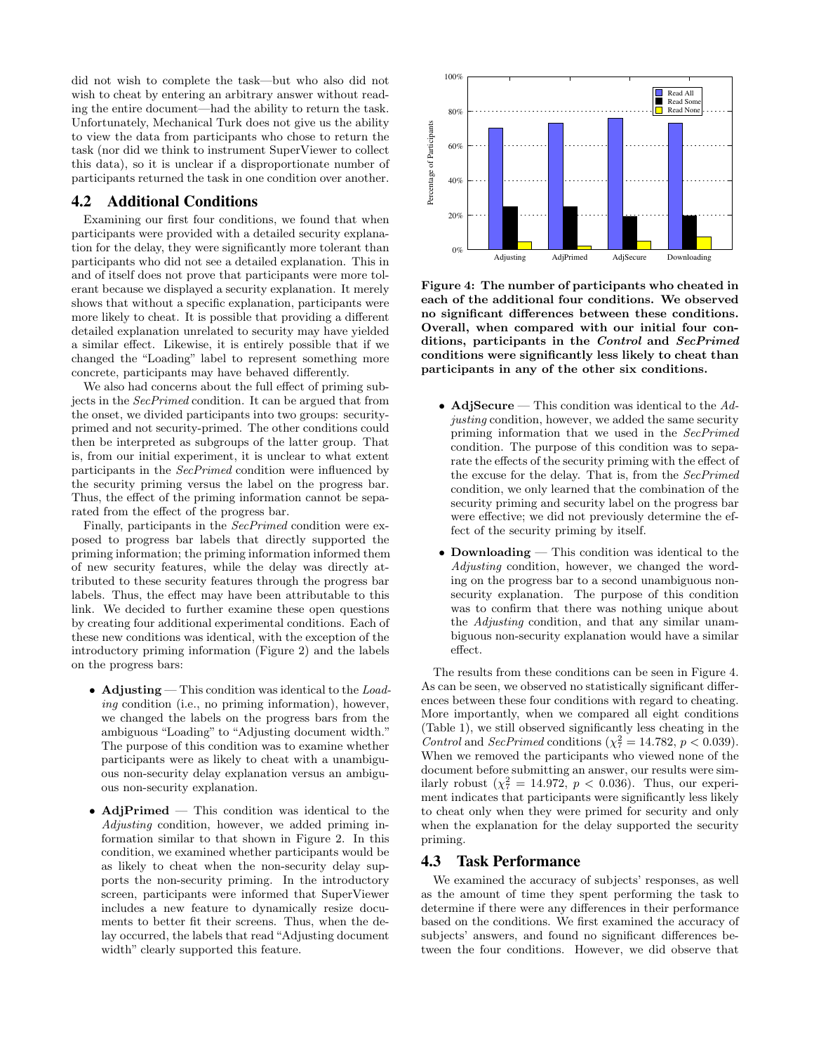did not wish to complete the task—but who also did not wish to cheat by entering an arbitrary answer without reading the entire document—had the ability to return the task. Unfortunately, Mechanical Turk does not give us the ability to view the data from participants who chose to return the task (nor did we think to instrument SuperViewer to collect this data), so it is unclear if a disproportionate number of participants returned the task in one condition over another.

## 4.2 Additional Conditions

Examining our first four conditions, we found that when participants were provided with a detailed security explanation for the delay, they were significantly more tolerant than participants who did not see a detailed explanation. This in and of itself does not prove that participants were more tolerant because we displayed a security explanation. It merely shows that without a specific explanation, participants were more likely to cheat. It is possible that providing a different detailed explanation unrelated to security may have yielded a similar effect. Likewise, it is entirely possible that if we changed the "Loading" label to represent something more concrete, participants may have behaved differently.

We also had concerns about the full effect of priming subjects in the *SecPrimed* condition. It can be argued that from the onset, we divided participants into two groups: security-primed and not security-primed. The other conditions could then be interpreted as subgroups of the latter group. That is, from our initial experiment, it is unclear to what extent participants in the *SecPrimed* condition were influenced by the security priming versus the label on the progress bar. Thus, the effect of the priming information cannot be separated from the effect of the progress bar.

Finally, participants in the *SecPrimed* condition were exposed to progress bar labels that directly supported the priming information; the priming information informed them of new security features, while the delay was directly attributed to these security features through the progress bar labels. Thus, the effect may have been attributable to this link. We decided to further examine these open questions by creating four additional experimental conditions. Each of these new conditions was identical, with the exception of the introductory priming information (Figure 2) and the labels on the progress bars:

- **Adjusting** — This condition was identical to the *Loading* condition (i.e., no priming information), however, we changed the labels on the progress bars from the ambiguous "Loading" to "Adjusting document width." The purpose of this condition was to examine whether participants were as likely to cheat with a unambiguous non-security delay explanation versus an ambiguous non-security explanation.
- **AdjPrimed** — This condition was identical to the *Adjusting* condition, however, we added priming information similar to that shown in Figure 2. In this condition, we examined whether participants would be as likely to cheat when the non-security delay supports the non-security priming. In the introductory screen, participants were informed that SuperViewer includes a new feature to dynamically resize documents to better fit their screens. Thus, when the delay occurred, the labels that read "Adjusting document width" clearly supported this feature.

| | Read All | Read Some | Read None |
|---|---|---|---|
| Adjusting | ~70% | ~25% | ~5% |
| AdjPrimed | ~73% | ~25% | ~2% |
| AdjSecure | ~76% | ~19% | ~5% |
| Downloading | ~73% | ~20% | ~7% |

**Figure 4: The number of participants who cheated in each of the additional four conditions. We observed no significant differences between these conditions. Overall, when compared with our initial four conditions, participants in the *Control* and *SecPrimed* conditions were significantly less likely to cheat than participants in any of the other six conditions.**

- **AdjSecure** — This condition was identical to the *Adjusting* condition, however, we added the same security priming information that we used in the *SecPrimed* condition. The purpose of this condition was to separate the effects of the security priming with the effect of the excuse for the delay. That is, from the *SecPrimed* condition, we only learned that the combination of the security priming and security label on the progress bar were effective; we did not previously determine the effect of the security priming by itself.
- **Downloading** — This condition was identical to the *Adjusting* condition, however, we changed the wording on the progress bar to a second unambiguous non-security explanation. The purpose of this condition was to confirm that there was nothing unique about the *Adjusting* condition, and that any similar unambiguous non-security explanation would have a similar effect.

The results from these conditions can be seen in Figure 4. As can be seen, we observed no statistically significant differences between these four conditions with regard to cheating. More importantly, when we compared all eight conditions (Table 1), we still observed significantly less cheating in the *Control* and *SecPrimed* conditions ($\chi^2_7 = 14.782$, $p < 0.039$). When we removed the participants who viewed none of the document before submitting an answer, our results were similarly robust ($\chi^2_7 = 14.972$, $p < 0.036$). Thus, our experiment indicates that participants were significantly less likely to cheat only when they were primed for security and only when the explanation for the delay supported the security priming.

## 4.3 Task Performance

We examined the accuracy of subjects' responses, as well as the amount of time they spent performing the task to determine if there were any differences in their performance based on the conditions. We first examined the accuracy of subjects' answers, and found no significant differences between the four conditions. However, we did observe that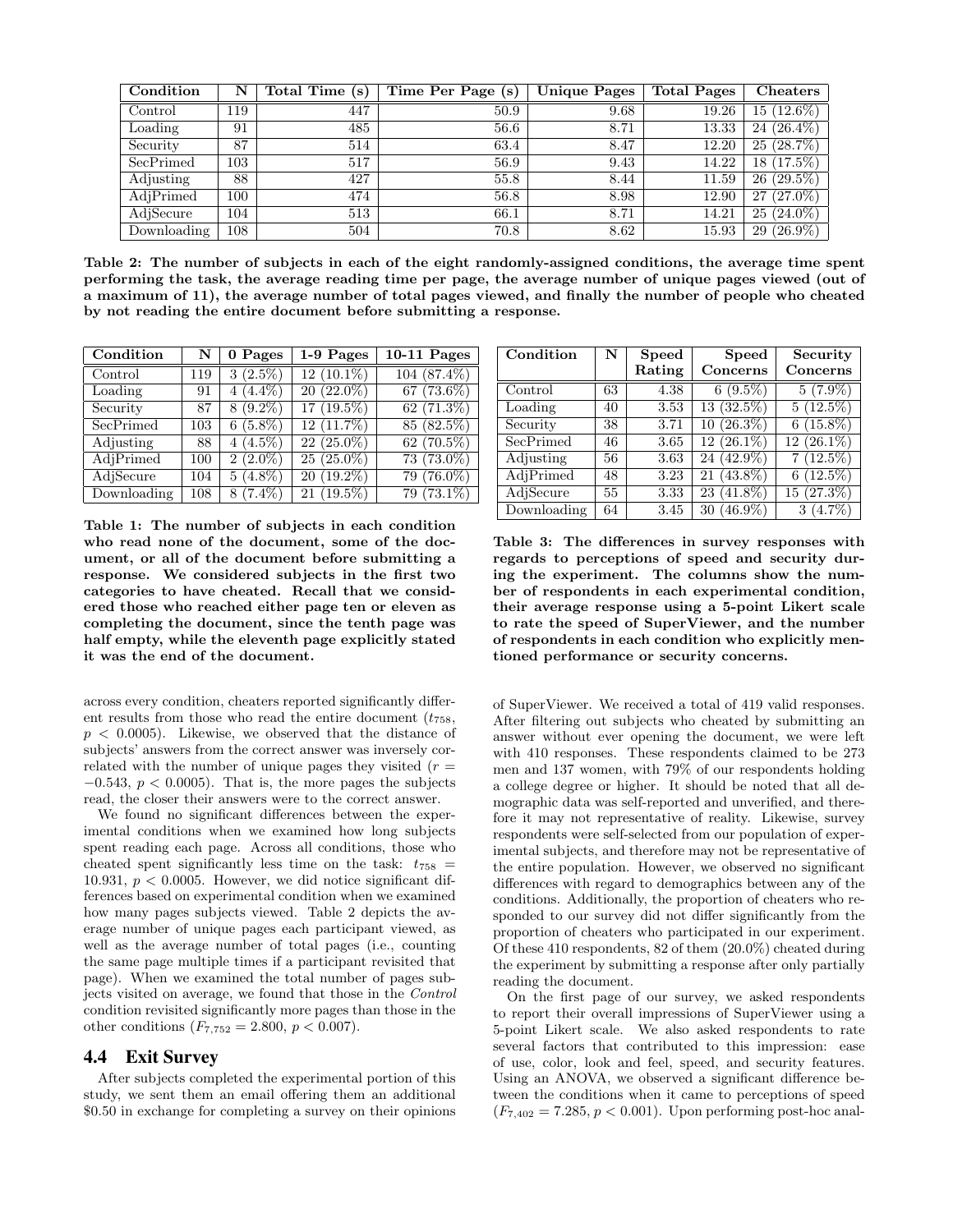| Condition | N | Total Time (s) | Time Per Page (s) | Unique Pages | Total Pages | Cheaters |
|---|---|---|---|---|---|---|
| Control | 119 | 447 | 50.9 | 9.68 | 19.26 | 15 (12.6%) |
| Loading | 91 | 485 | 56.6 | 8.71 | 13.33 | 24 (26.4%) |
| Security | 87 | 514 | 63.4 | 8.47 | 12.20 | 25 (28.7%) |
| SecPrimed | 103 | 517 | 56.9 | 9.43 | 14.22 | 18 (17.5%) |
| Adjusting | 88 | 427 | 55.8 | 8.44 | 11.59 | 26 (29.5%) |
| AdjPrimed | 100 | 474 | 56.8 | 8.98 | 12.90 | 27 (27.0%) |
| AdjSecure | 104 | 513 | 66.1 | 8.71 | 14.21 | 25 (24.0%) |
| Downloading | 108 | 504 | 70.8 | 8.62 | 15.93 | 29 (26.9%) |

**Table 2: The number of subjects in each of the eight randomly-assigned conditions, the average time spent performing the task, the average reading time per page, the average number of unique pages viewed (out of a maximum of 11), the average number of total pages viewed, and finally the number of people who cheated by not reading the entire document before submitting a response.**

| Condition | N | 0 Pages | 1-9 Pages | 10-11 Pages |
|---|---|---|---|---|
| Control | 119 | 3 (2.5%) | 12 (10.1%) | 104 (87.4%) |
| Loading | 91 | 4 (4.4%) | 20 (22.0%) | 67 (73.6%) |
| Security | 87 | 8 (9.2%) | 17 (19.5%) | 62 (71.3%) |
| SecPrimed | 103 | 6 (5.8%) | 12 (11.7%) | 85 (82.5%) |
| Adjusting | 88 | 4 (4.5%) | 22 (25.0%) | 62 (70.5%) |
| AdjPrimed | 100 | 2 (2.0%) | 25 (25.0%) | 73 (73.0%) |
| AdjSecure | 104 | 5 (4.8%) | 20 (19.2%) | 79 (76.0%) |
| Downloading | 108 | 8 (7.4%) | 21 (19.5%) | 79 (73.1%) |

**Table 1: The number of subjects in each condition who read none of the document, some of the document, or all of the document before submitting a response. We considered subjects in the first two categories to have cheated. Recall that we considered those who reached either page ten or eleven as completing the document, since the tenth page was half empty, while the eleventh page explicitly stated it was the end of the document.**

| Condition | N | Speed Rating | Speed Concerns | Security Concerns |
|---|---|---|---|---|
| Control | 63 | 4.38 | 6 (9.5%) | 5 (7.9%) |
| Loading | 40 | 3.53 | 13 (32.5%) | 5 (12.5%) |
| Security | 38 | 3.71 | 10 (26.3%) | 6 (15.8%) |
| SecPrimed | 46 | 3.65 | 12 (26.1%) | 12 (26.1%) |
| Adjusting | 56 | 3.63 | 24 (42.9%) | 7 (12.5%) |
| AdjPrimed | 48 | 3.23 | 21 (43.8%) | 6 (12.5%) |
| AdjSecure | 55 | 3.33 | 23 (41.8%) | 15 (27.3%) |
| Downloading | 64 | 3.45 | 30 (46.9%) | 3 (4.7%) |

**Table 3: The differences in survey responses with regards to perceptions of speed and security during the experiment. The columns show the number of respondents in each experimental condition, their average response using a 5-point Likert scale to rate the speed of SuperViewer, and the number of respondents in each condition who explicitly mentioned performance or security concerns.**

across every condition, cheaters reported significantly different results from those who read the entire document ($t_{758}$, $p < 0.0005$). Likewise, we observed that the distance of subjects' answers from the correct answer was inversely correlated with the number of unique pages they visited ($r = -0.543$, $p < 0.0005$). That is, the more pages the subjects read, the closer their answers were to the correct answer.

We found no significant differences between the experimental conditions when we examined how long subjects spent reading each page. Across all conditions, those who cheated spent significantly less time on the task: $t_{758} = 10.931$, $p < 0.0005$. However, we did notice significant differences based on experimental condition when we examined how many pages subjects viewed. Table 2 depicts the average number of unique pages each participant viewed, as well as the average number of total pages (i.e., counting the same page multiple times if a participant revisited that page). When we examined the total number of pages subjects visited on average, we found that those in the *Control* condition revisited significantly more pages than those in the other conditions ($F_{7,752} = 2.800$, $p < 0.007$).

## 4.4 Exit Survey

After subjects completed the experimental portion of this study, we sent them an email offering them an additional $0.50 in exchange for completing a survey on their opinions of SuperViewer. We received a total of 419 valid responses. After filtering out subjects who cheated by submitting an answer without ever opening the document, we were left with 410 responses. These respondents claimed to be 273 men and 137 women, with 79% of our respondents holding a college degree or higher. It should be noted that all demographic data was self-reported and unverified, and therefore it may not representative of reality. Likewise, survey respondents were self-selected from our population of experimental subjects, and therefore may not be representative of the entire population. However, we observed no significant differences with regard to demographics between any of the conditions. Additionally, the proportion of cheaters who responded to our survey did not differ significantly from the proportion of cheaters who participated in our experiment. Of these 410 respondents, 82 of them (20.0%) cheated during the experiment by submitting a response after only partially reading the document.

On the first page of our survey, we asked respondents to report their overall impressions of SuperViewer using a 5-point Likert scale. We also asked respondents to rate several factors that contributed to this impression: ease of use, color, look and feel, speed, and security features. Using an ANOVA, we observed a significant difference between the conditions when it came to perceptions of speed ($F_{7,402} = 7.285$, $p < 0.001$). Upon performing post-hoc anal-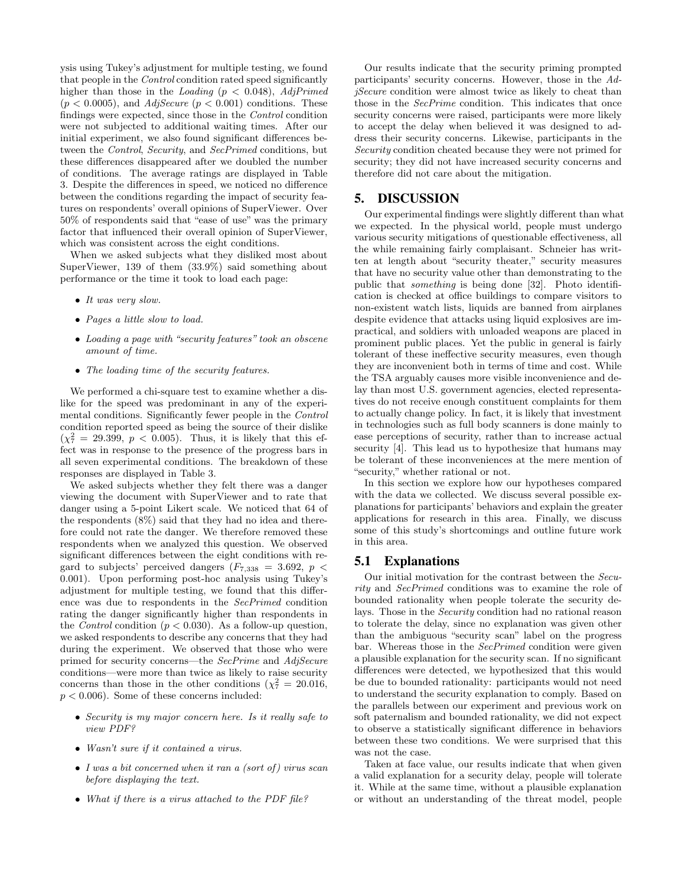ysis using Tukey's adjustment for multiple testing, we found that people in the *Control* condition rated speed significantly higher than those in the *Loading* ($p < 0.048$), *AdjPrimed* ($p < 0.0005$), and *AdjSecure* ($p < 0.001$) conditions. These findings were expected, since those in the *Control* condition were not subjected to additional waiting times. After our initial experiment, we also found significant differences between the *Control*, *Security*, and *SecPrimed* conditions, but these differences disappeared after we doubled the number of conditions. The average ratings are displayed in Table 3. Despite the differences in speed, we noticed no difference between the conditions regarding the impact of security features on respondents' overall opinions of SuperViewer. Over 50% of respondents said that "ease of use" was the primary factor that influenced their overall opinion of SuperViewer, which was consistent across the eight conditions.

When we asked subjects what they disliked most about SuperViewer, 139 of them (33.9%) said something about performance or the time it took to load each page:

- *It was very slow.*
- *Pages a little slow to load.*
- *Loading a page with "security features" took an obscene amount of time.*
- *The loading time of the security features.*

We performed a chi-square test to examine whether a dislike for the speed was predominant in any of the experimental conditions. Significantly fewer people in the *Control* condition reported speed as being the source of their dislike ($\chi^2_7 = 29.399$, $p < 0.005$). Thus, it is likely that this effect was in response to the presence of the progress bars in all seven experimental conditions. The breakdown of these responses are displayed in Table 3.

We asked subjects whether they felt there was a danger viewing the document with SuperViewer and to rate that danger using a 5-point Likert scale. We noticed that 64 of the respondents (8%) said that they had no idea and therefore could not rate the danger. We therefore removed these respondents when we analyzed this question. We observed significant differences between the eight conditions with regard to subjects' perceived dangers ($F_{7,338} = 3.692$, $p < 0.001$). Upon performing post-hoc analysis using Tukey's adjustment for multiple testing, we found that this difference was due to respondents in the *SecPrimed* condition rating the danger significantly higher than respondents in the *Control* condition ($p < 0.030$). As a follow-up question, we asked respondents to describe any concerns that they had during the experiment. We observed that those who were primed for security concerns—the *SecPrime* and *AdjSecure* conditions—were more than twice as likely to raise security concerns than those in the other conditions ($\chi^2_7 = 20.016$, $p < 0.006$). Some of these concerns included:

- *Security is my major concern here. Is it really safe to view PDF?*
- *Wasn't sure if it contained a virus.*
- *I was a bit concerned when it ran a (sort of) virus scan before displaying the text.*
- *What if there is a virus attached to the PDF file?*

Our results indicate that the security priming prompted participants' security concerns. However, those in the *AdjSecure* condition were almost twice as likely to cheat than those in the *SecPrime* condition. This indicates that once security concerns were raised, participants were more likely to accept the delay when believed it was designed to address their security concerns. Likewise, participants in the *Security* condition cheated because they were not primed for security; they did not have increased security concerns and therefore did not care about the mitigation.

# 5. DISCUSSION

Our experimental findings were slightly different than what we expected. In the physical world, people must undergo various security mitigations of questionable effectiveness, all the while remaining fairly complaisant. Schneier has written at length about "security theater," security measures that have no security value other than demonstrating to the public that *something* is being done [32]. Photo identification is checked at office buildings to compare visitors to non-existent watch lists, liquids are banned from airplanes despite evidence that attacks using liquid explosives are impractical, and soldiers with unloaded weapons are placed in prominent public places. Yet the public in general is fairly tolerant of these ineffective security measures, even though they are inconvenient both in terms of time and cost. While the TSA arguably causes more visible inconvenience and delay than most U.S. government agencies, elected representatives do not receive enough constituent complaints for them to actually change policy. In fact, it is likely that investment in technologies such as full body scanners is done mainly to ease perceptions of security, rather than to increase actual security [4]. This lead us to hypothesize that humans may be tolerant of these inconveniences at the mere mention of "security," whether rational or not.

In this section we explore how our hypotheses compared with the data we collected. We discuss several possible explanations for participants' behaviors and explain the greater applications for research in this area. Finally, we discuss some of this study's shortcomings and outline future work in this area.

## 5.1 Explanations

Our initial motivation for the contrast between the *Security* and *SecPrimed* conditions was to examine the role of bounded rationality when people tolerate the security delays. Those in the *Security* condition had no rational reason to tolerate the delay, since no explanation was given other than the ambiguous "security scan" label on the progress bar. Whereas those in the *SecPrimed* condition were given a plausible explanation for the security scan. If no significant differences were detected, we hypothesized that this would be due to bounded rationality: participants would not need to understand the security explanation to comply. Based on the parallels between our experiment and previous work on soft paternalism and bounded rationality, we did not expect to observe a statistically significant difference in behaviors between these two conditions. We were surprised that this was not the case.

Taken at face value, our results indicate that when given a valid explanation for a security delay, people will tolerate it. While at the same time, without a plausible explanation or without an understanding of the threat model, people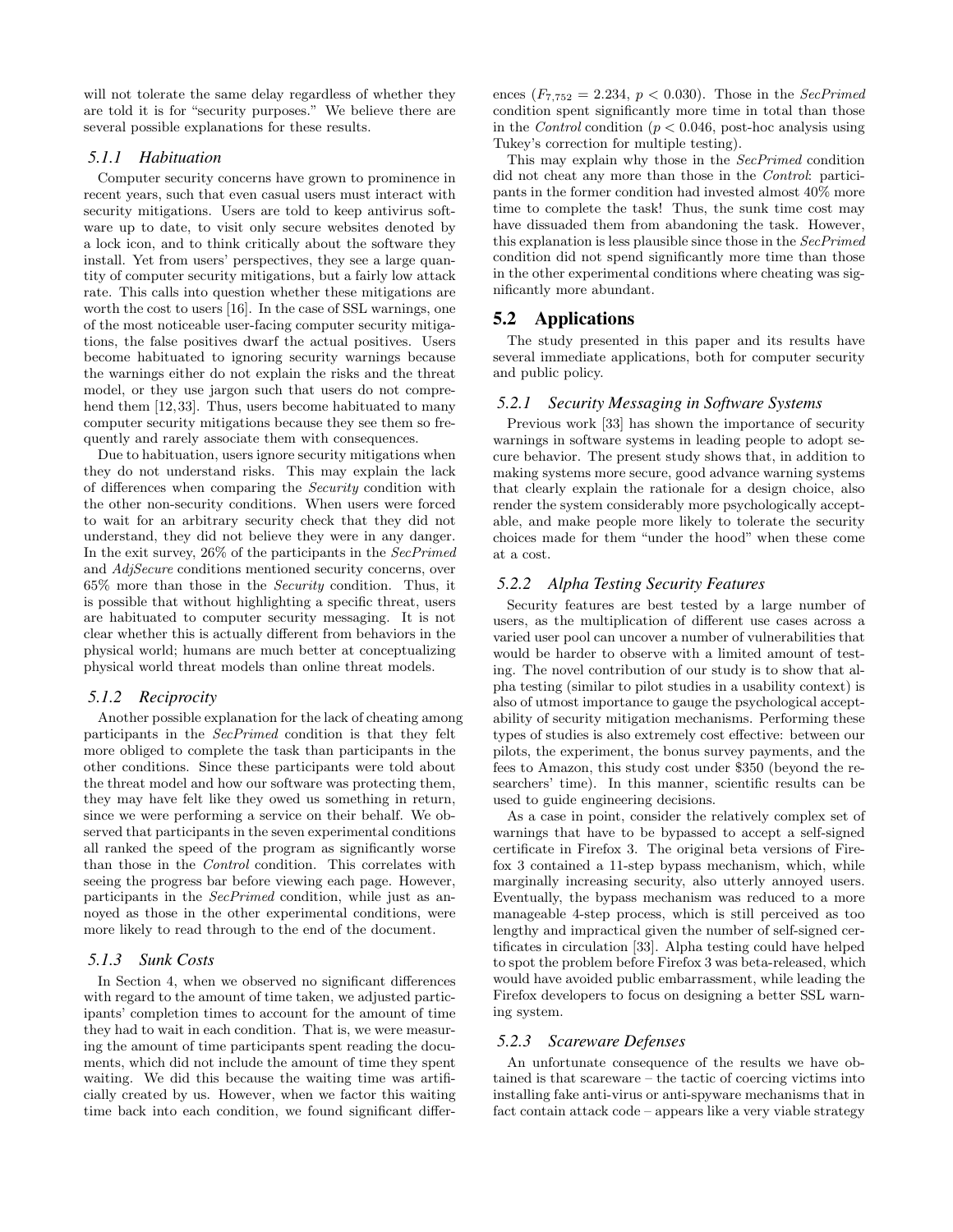will not tolerate the same delay regardless of whether they are told it is for "security purposes." We believe there are several possible explanations for these results.

#### 5.1.1 Habituation

Computer security concerns have grown to prominence in recent years, such that even casual users must interact with security mitigations. Users are told to keep antivirus software up to date, to visit only secure websites denoted by a lock icon, and to think critically about the software they install. Yet from users' perspectives, they see a large quantity of computer security mitigations, but a fairly low attack rate. This calls into question whether these mitigations are worth the cost to users [16]. In the case of SSL warnings, one of the most noticeable user-facing computer security mitigations, the false positives dwarf the actual positives. Users become habituated to ignoring security warnings because the warnings either do not explain the risks and the threat model, or they use jargon such that users do not comprehend them [12,33]. Thus, users become habituated to many computer security mitigations because they see them so frequently and rarely associate them with consequences.

Due to habituation, users ignore security mitigations when they do not understand risks. This may explain the lack of differences when comparing the *Security* condition with the other non-security conditions. When users were forced to wait for an arbitrary security check that they did not understand, they did not believe they were in any danger. In the exit survey, 26% of the participants in the *SecPrimed* and *AdjSecure* conditions mentioned security concerns, over 65% more than those in the *Security* condition. Thus, it is possible that without highlighting a specific threat, users are habituated to computer security messaging. It is not clear whether this is actually different from behaviors in the physical world; humans are much better at conceptualizing physical world threat models than online threat models.

#### 5.1.2 Reciprocity

Another possible explanation for the lack of cheating among participants in the *SecPrimed* condition is that they felt more obliged to complete the task than participants in the other conditions. Since these participants were told about the threat model and how our software was protecting them, they may have felt like they owed us something in return, since we were performing a service on their behalf. We observed that participants in the seven experimental conditions all ranked the speed of the program as significantly worse than those in the *Control* condition. This correlates with seeing the progress bar before viewing each page. However, participants in the *SecPrimed* condition, while just as annoyed as those in the other experimental conditions, were more likely to read through to the end of the document.

#### 5.1.3 Sunk Costs

In Section 4, when we observed no significant differences with regard to the amount of time taken, we adjusted participants' completion times to account for the amount of time they had to wait in each condition. That is, we were measuring the amount of time participants spent reading the documents, which did not include the amount of time they spent waiting. We did this because the waiting time was artificially created by us. However, when we factor this waiting time back into each condition, we found significant differences ($F_{7,752} = 2.234$, $p < 0.030$). Those in the *SecPrimed* condition spent significantly more time in total than those in the *Control* condition ($p < 0.046$, post-hoc analysis using Tukey's correction for multiple testing).

This may explain why those in the *SecPrimed* condition did not cheat any more than those in the *Control*: participants in the former condition had invested almost 40% more time to complete the task! Thus, the sunk time cost may have dissuaded them from abandoning the task. However, this explanation is less plausible since those in the *SecPrimed* condition did not spend significantly more time than those in the other experimental conditions where cheating was significantly more abundant.

### 5.2 Applications

The study presented in this paper and its results have several immediate applications, both for computer security and public policy.

#### 5.2.1 Security Messaging in Software Systems

Previous work [33] has shown the importance of security warnings in software systems in leading people to adopt secure behavior. The present study shows that, in addition to making systems more secure, good advance warning systems that clearly explain the rationale for a design choice, also render the system considerably more psychologically acceptable, and make people more likely to tolerate the security choices made for them "under the hood" when these come at a cost.

#### 5.2.2 Alpha Testing Security Features

Security features are best tested by a large number of users, as the multiplication of different use cases across a varied user pool can uncover a number of vulnerabilities that would be harder to observe with a limited amount of testing. The novel contribution of our study is to show that alpha testing (similar to pilot studies in a usability context) is also of utmost importance to gauge the psychological acceptability of security mitigation mechanisms. Performing these types of studies is also extremely cost effective: between our pilots, the experiment, the bonus survey payments, and the fees to Amazon, this study cost under $350 (beyond the researchers' time). In this manner, scientific results can be used to guide engineering decisions.

As a case in point, consider the relatively complex set of warnings that have to be bypassed to accept a self-signed certificate in Firefox 3. The original beta versions of Firefox 3 contained a 11-step bypass mechanism, which, while marginally increasing security, also utterly annoyed users. Eventually, the bypass mechanism was reduced to a more manageable 4-step process, which is still perceived as too lengthy and impractical given the number of self-signed certificates in circulation [33]. Alpha testing could have helped to spot the problem before Firefox 3 was beta-released, which would have avoided public embarrassment, while leading the Firefox developers to focus on designing a better SSL warning system.

#### 5.2.3 Scareware Defenses

An unfortunate consequence of the results we have obtained is that scareware – the tactic of coercing victims into installing fake anti-virus or anti-spyware mechanisms that in fact contain attack code – appears like a very viable strategy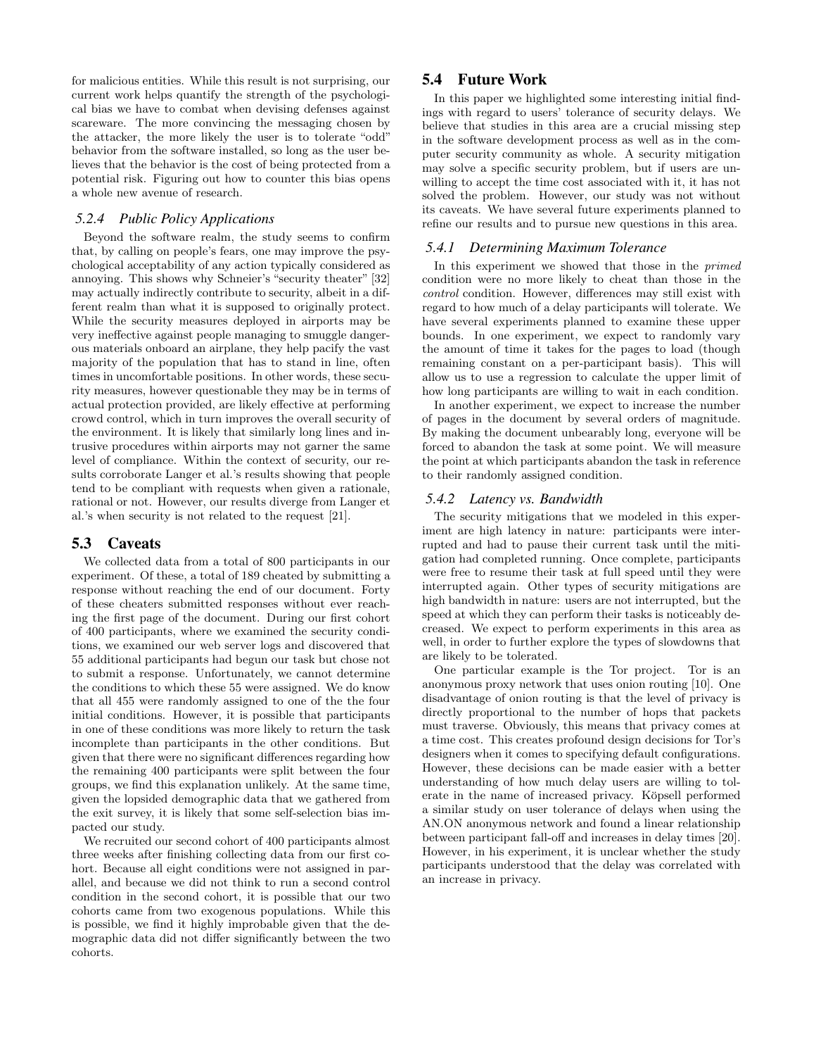for malicious entities. While this result is not surprising, our current work helps quantify the strength of the psychological bias we have to combat when devising defenses against scareware. The more convincing the messaging chosen by the attacker, the more likely the user is to tolerate "odd" behavior from the software installed, so long as the user believes that the behavior is the cost of being protected from a potential risk. Figuring out how to counter this bias opens a whole new avenue of research.

#### 5.2.4 Public Policy Applications

Beyond the software realm, the study seems to confirm that, by calling on people's fears, one may improve the psychological acceptability of any action typically considered as annoying. This shows why Schneier's "security theater" [32] may actually indirectly contribute to security, albeit in a different realm than what it is supposed to originally protect. While the security measures deployed in airports may be very ineffective against people managing to smuggle dangerous materials onboard an airplane, they help pacify the vast majority of the population that has to stand in line, often times in uncomfortable positions. In other words, these security measures, however questionable they may be in terms of actual protection provided, are likely effective at performing crowd control, which in turn improves the overall security of the environment. It is likely that similarly long lines and intrusive procedures within airports may not garner the same level of compliance. Within the context of security, our results corroborate Langer et al.'s results showing that people tend to be compliant with requests when given a rationale, rational or not. However, our results diverge from Langer et al.'s when security is not related to the request [21].

### 5.3 Caveats

We collected data from a total of 800 participants in our experiment. Of these, a total of 189 cheated by submitting a response without reaching the end of our document. Forty of these cheaters submitted responses without ever reaching the first page of the document. During our first cohort of 400 participants, where we examined the security conditions, we examined our web server logs and discovered that 55 additional participants had begun our task but chose not to submit a response. Unfortunately, we cannot determine the conditions to which these 55 were assigned. We do know that all 455 were randomly assigned to one of the the four initial conditions. However, it is possible that participants in one of these conditions was more likely to return the task incomplete than participants in the other conditions. But given that there were no significant differences regarding how the remaining 400 participants were split between the four groups, we find this explanation unlikely. At the same time, given the lopsided demographic data that we gathered from the exit survey, it is likely that some self-selection bias impacted our study.

We recruited our second cohort of 400 participants almost three weeks after finishing collecting data from our first cohort. Because all eight conditions were not assigned in parallel, and because we did not think to run a second control condition in the second cohort, it is possible that our two cohorts came from two exogenous populations. While this is possible, we find it highly improbable given that the demographic data did not differ significantly between the two cohorts.

### 5.4 Future Work

In this paper we highlighted some interesting initial findings with regard to users' tolerance of security delays. We believe that studies in this area are a crucial missing step in the software development process as well as in the computer security community as whole. A security mitigation may solve a specific security problem, but if users are unwilling to accept the time cost associated with it, it has not solved the problem. However, our study was not without its caveats. We have several future experiments planned to refine our results and to pursue new questions in this area.

#### 5.4.1 Determining Maximum Tolerance

In this experiment we showed that those in the *primed* condition were no more likely to cheat than those in the *control* condition. However, differences may still exist with regard to how much of a delay participants will tolerate. We have several experiments planned to examine these upper bounds. In one experiment, we expect to randomly vary the amount of time it takes for the pages to load (though remaining constant on a per-participant basis). This will allow us to use a regression to calculate the upper limit of how long participants are willing to wait in each condition.

In another experiment, we expect to increase the number of pages in the document by several orders of magnitude. By making the document unbearably long, everyone will be forced to abandon the task at some point. We will measure the point at which participants abandon the task in reference to their randomly assigned condition.

#### 5.4.2 Latency vs. Bandwidth

The security mitigations that we modeled in this experiment are high latency in nature: participants were interrupted and had to pause their current task until the mitigation had completed running. Once complete, participants were free to resume their task at full speed until they were interrupted again. Other types of security mitigations are high bandwidth in nature: users are not interrupted, but the speed at which they can perform their tasks is noticeably decreased. We expect to perform experiments in this area as well, in order to further explore the types of slowdowns that are likely to be tolerated.

One particular example is the Tor project. Tor is an anonymous proxy network that uses onion routing [10]. One disadvantage of onion routing is that the level of privacy is directly proportional to the number of hops that packets must traverse. Obviously, this means that privacy comes at a time cost. This creates profound design decisions for Tor's designers when it comes to specifying default configurations. However, these decisions can be made easier with a better understanding of how much delay users are willing to tolerate in the name of increased privacy. Köpsell performed a similar study on user tolerance of delays when using the AN.ON anonymous network and found a linear relationship between participant fall-off and increases in delay times [20]. However, in his experiment, it is unclear whether the study participants understood that the delay was correlated with an increase in privacy.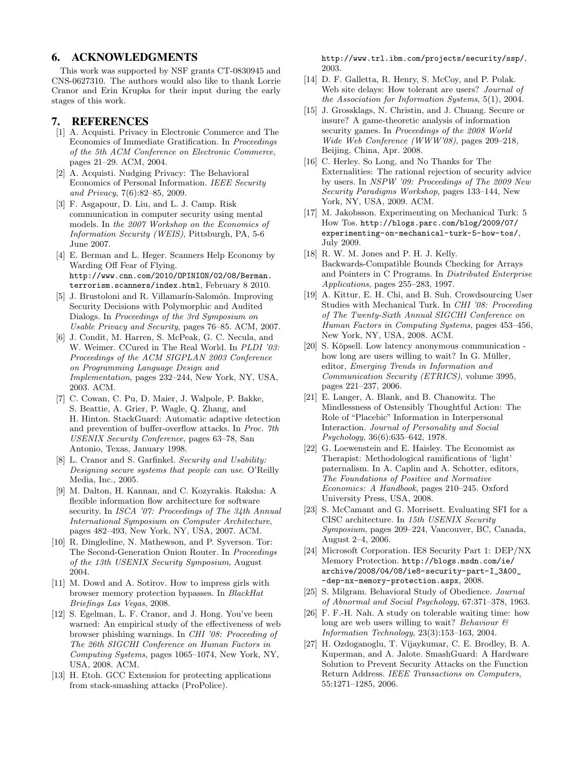## 6. ACKNOWLEDGMENTS

This work was supported by NSF grants CT-0830945 and CNS-0627310. The authors would also like to thank Lorrie Cranor and Erin Krupka for their input during the early stages of this work.

## 7. REFERENCES

[1] A. Acquisti. Privacy in Electronic Commerce and The Economics of Immediate Gratification. In *Proceedings of the 5th ACM Conference on Electronic Commerce*, pages 21–29. ACM, 2004.

[2] A. Acquisti. Nudging Privacy: The Behavioral Economics of Personal Information. *IEEE Security and Privacy*, 7(6):82–85, 2009.

[3] F. Asgapour, D. Liu, and L. J. Camp. Risk communication in computer security using mental models. In *the 2007 Workshop on the Economics of Information Security (WEIS)*, Pittsburgh, PA, 5-6 June 2007.

[4] E. Berman and L. Heger. Scanners Help Economy by Warding Off Fear of Flying. `http://www.cnn.com/2010/OPINION/02/08/Berman.terrorism.scanners/index.html`, February 8 2010.

[5] J. Brustoloni and R. Villamarín-Salomón. Improving Security Decisions with Polymorphic and Audited Dialogs. In *Proceedings of the 3rd Symposium on Usable Privacy and Security*, pages 76–85. ACM, 2007.

[6] J. Condit, M. Harren, S. McPeak, G. C. Necula, and W. Weimer. CCured in The Real World. In *PLDI '03: Proceedings of the ACM SIGPLAN 2003 Conference on Programming Language Design and Implementation*, pages 232–244, New York, NY, USA, 2003. ACM.

[7] C. Cowan, C. Pu, D. Maier, J. Walpole, P. Bakke, S. Beattie, A. Grier, P. Wagle, Q. Zhang, and H. Hinton. StackGuard: Automatic adaptive detection and prevention of buffer-overflow attacks. In *Proc. 7th USENIX Security Conference*, pages 63–78, San Antonio, Texas, January 1998.

[8] L. Cranor and S. Garfinkel. *Security and Usability: Designing secure systems that people can use*. O'Reilly Media, Inc., 2005.

[9] M. Dalton, H. Kannan, and C. Kozyrakis. Raksha: A flexible information flow architecture for software security. In *ISCA '07: Proceedings of The 34th Annual International Symposium on Computer Architecture*, pages 482–493, New York, NY, USA, 2007. ACM.

[10] R. Dingledine, N. Mathewson, and P. Syverson. Tor: The Second-Generation Onion Router. In *Proceedings of the 13th USENIX Security Symposium*, August 2004.

[11] M. Dowd and A. Sotirov. How to impress girls with browser memory protection bypasses. In *BlackHat Briefings Las Vegas*, 2008.

[12] S. Egelman, L. F. Cranor, and J. Hong. You've been warned: An empirical study of the effectiveness of web browser phishing warnings. In *CHI '08: Proceeding of The 26th SIGCHI Conference on Human Factors in Computing Systems*, pages 1065–1074, New York, NY, USA, 2008. ACM.

[13] H. Etoh. GCC Extension for protecting applications from stack-smashing attacks (ProPolice). `http://www.trl.ibm.com/projects/security/ssp/`, 2003.

[14] D. F. Galletta, R. Henry, S. McCoy, and P. Polak. Web site delays: How tolerant are users? *Journal of the Association for Information Systems*, 5(1), 2004.

[15] J. Grossklags, N. Christin, and J. Chuang. Secure or insure? A game-theoretic analysis of information security games. In *Proceedings of the 2008 World Wide Web Conference (WWW'08)*, pages 209–218, Beijing, China, Apr. 2008.

[16] C. Herley. So Long, and No Thanks for The Externalities: The rational rejection of security advice by users. In *NSPW '09: Proceedings of The 2009 New Security Paradigms Workshop*, pages 133–144, New York, NY, USA, 2009. ACM.

[17] M. Jakobsson. Experimenting on Mechanical Turk: 5 How Tos. `http://blogs.parc.com/blog/2009/07/experimenting-on-mechanical-turk-5-how-tos/`, July 2009.

[18] R. W. M. Jones and P. H. J. Kelly. Backwards-Compatible Bounds Checking for Arrays and Pointers in C Programs. In *Distributed Enterprise Applications*, pages 255–283, 1997.

[19] A. Kittur, E. H. Chi, and B. Suh. Crowdsourcing User Studies with Mechanical Turk. In *CHI '08: Proceeding of The Twenty-Sixth Annual SIGCHI Conference on Human Factors in Computing Systems*, pages 453–456, New York, NY, USA, 2008. ACM.

[20] S. Köpsell. Low latency anonymous communication - how long are users willing to wait? In G. Müller, editor, *Emerging Trends in Information and Communication Security (ETRICS)*, volume 3995, pages 221–237, 2006.

[21] E. Langer, A. Blank, and B. Chanowitz. The Mindlessness of Ostensibly Thoughtful Action: The Role of "Placebic" Information in Interpersonal Interaction. *Journal of Personality and Social Psychology*, 36(6):635–642, 1978.

[22] G. Loewenstein and E. Haisley. The Economist as Therapist: Methodological ramifications of 'light' paternalism. In A. Caplin and A. Schotter, editors, *The Foundations of Positive and Normative Economics: A Handbook*, pages 210–245. Oxford University Press, USA, 2008.

[23] S. McCamant and G. Morrisett. Evaluating SFI for a CISC architecture. In *15th USENIX Security Symposium*, pages 209–224, Vancouver, BC, Canada, August 2–4, 2006.

[24] Microsoft Corporation. IE8 Security Part 1: DEP/NX Memory Protection. `http://blogs.msdn.com/ie/archive/2008/04/08/ie8-security-part-I_3A00_-dep-nx-memory-protection.aspx`, 2008.

[25] S. Milgram. Behavioral Study of Obedience. *Journal of Abnormal and Social Psychology*, 67:371–378, 1963.

[26] F. F.-H. Nah. A study on tolerable waiting time: how long are web users willing to wait? *Behaviour & Information Technology*, 23(3):153–163, 2004.

[27] H. Ozdoganoglu, T. Vijaykumar, C. E. Brodley, B. A. Kuperman, and A. Jalote. SmashGuard: A Hardware Solution to Prevent Security Attacks on the Function Return Address. *IEEE Transactions on Computers*, 55:1271–1285, 2006.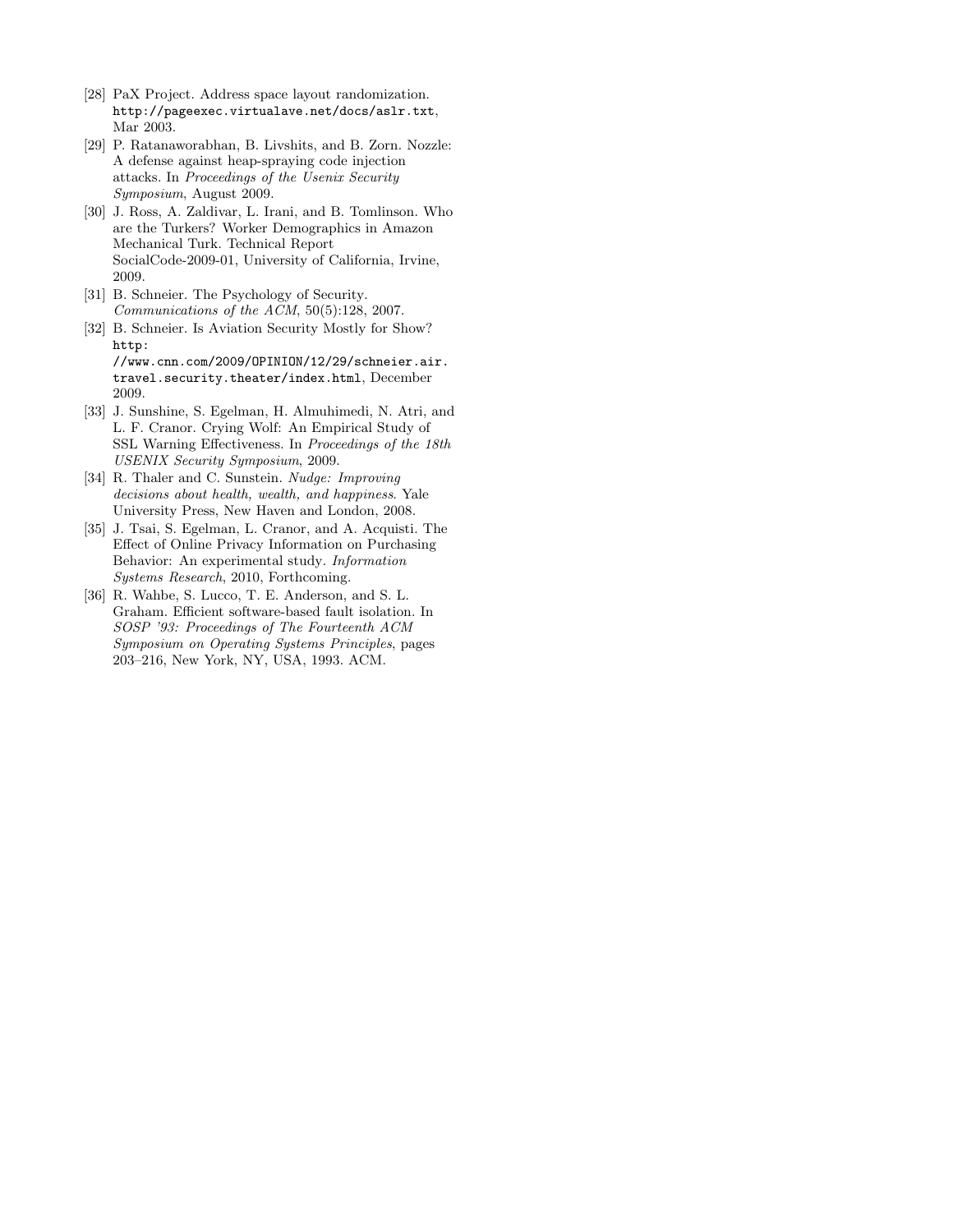[28] PaX Project. Address space layout randomization. http://pageexec.virtualave.net/docs/aslr.txt, Mar 2003.

[29] P. Ratanaworabhan, B. Livshits, and B. Zorn. Nozzle: A defense against heap-spraying code injection attacks. In *Proceedings of the Usenix Security Symposium*, August 2009.

[30] J. Ross, A. Zaldivar, L. Irani, and B. Tomlinson. Who are the Turkers? Worker Demographics in Amazon Mechanical Turk. Technical Report SocialCode-2009-01, University of California, Irvine, 2009.

[31] B. Schneier. The Psychology of Security. *Communications of the ACM*, 50(5):128, 2007.

[32] B. Schneier. Is Aviation Security Mostly for Show? http://www.cnn.com/2009/OPINION/12/29/schneier.air.travel.security.theater/index.html, December 2009.

[33] J. Sunshine, S. Egelman, H. Almuhimedi, N. Atri, and L. F. Cranor. Crying Wolf: An Empirical Study of SSL Warning Effectiveness. In *Proceedings of the 18th USENIX Security Symposium*, 2009.

[34] R. Thaler and C. Sunstein. *Nudge: Improving decisions about health, wealth, and happiness*. Yale University Press, New Haven and London, 2008.

[35] J. Tsai, S. Egelman, L. Cranor, and A. Acquisti. The Effect of Online Privacy Information on Purchasing Behavior: An experimental study. *Information Systems Research*, 2010, Forthcoming.

[36] R. Wahbe, S. Lucco, T. E. Anderson, and S. L. Graham. Efficient software-based fault isolation. In *SOSP '93: Proceedings of The Fourteenth ACM Symposium on Operating Systems Principles*, pages 203–216, New York, NY, USA, 1993. ACM.